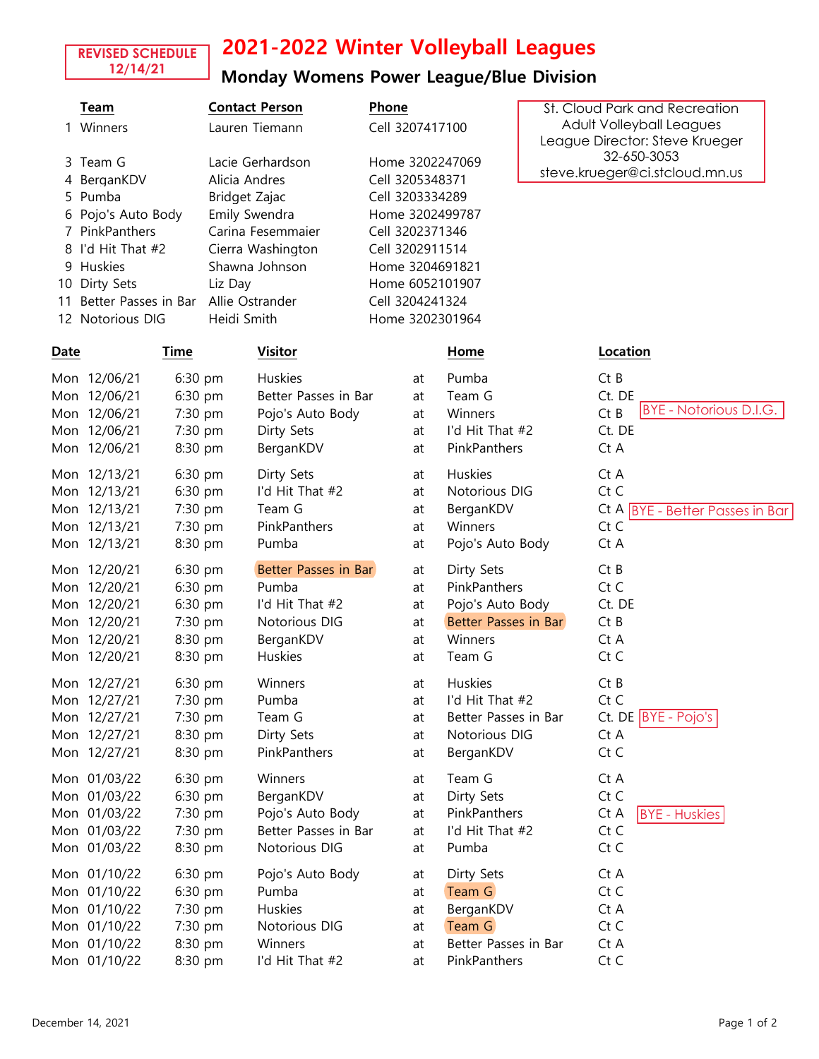REVISED SCHEDULE 12/14/21

# 2021-2022 Winter Volleyball Leagues

## Monday Womens Power League/Blue Division

| | Team | Contact Person | Phone |
|---|---|---|---|
| 1 | Winners | Lauren Tiemann | Cell 3207417100 |
| 3 | Team G | Lacie Gerhardson | Home 3202247069 |
| 4 | BerganKDV | Alicia Andres | Cell 3205348371 |
| 5 | Pumba | Bridget Zajac | Cell 3203334289 |
| 6 | Pojo's Auto Body | Emily Swendra | Home 3202499787 |
| 7 | PinkPanthers | Carina Fesemmaier | Cell 3202371346 |
| 8 | I'd Hit That #2 | Cierra Washington | Cell 3202911514 |
| 9 | Huskies | Shawna Johnson | Home 3204691821 |
| 10 | Dirty Sets | Liz Day | Home 6052101907 |
| 11 | Better Passes in Bar | Allie Ostrander | Cell 3204241324 |
| 12 | Notorious DIG | Heidi Smith | Home 3202301964 |

St. Cloud Park and Recreation
Adult Volleyball Leagues
League Director: Steve Krueger
32-650-3053
steve.krueger@ci.stcloud.mn.us

| Date | Time | Visitor | | Home | Location | |
|---|---|---|---|---|---|---|
| Mon 12/06/21 | 6:30 pm | Huskies | at | Pumba | Ct B | |
| Mon 12/06/21 | 6:30 pm | Better Passes in Bar | at | Team G | Ct. DE | |
| Mon 12/06/21 | 7:30 pm | Pojo's Auto Body | at | Winners | Ct B | BYE - Notorious D.I.G. |
| Mon 12/06/21 | 7:30 pm | Dirty Sets | at | I'd Hit That #2 | Ct. DE | |
| Mon 12/06/21 | 8:30 pm | BerganKDV | at | PinkPanthers | Ct A | |
| Mon 12/13/21 | 6:30 pm | Dirty Sets | at | Huskies | Ct A | |
| Mon 12/13/21 | 6:30 pm | I'd Hit That #2 | at | Notorious DIG | Ct C | |
| Mon 12/13/21 | 7:30 pm | Team G | at | BerganKDV | Ct A | BYE - Better Passes in Bar |
| Mon 12/13/21 | 7:30 pm | PinkPanthers | at | Winners | Ct C | |
| Mon 12/13/21 | 8:30 pm | Pumba | at | Pojo's Auto Body | Ct A | |
| Mon 12/20/21 | 6:30 pm | Better Passes in Bar | at | Dirty Sets | Ct B | |
| Mon 12/20/21 | 6:30 pm | Pumba | at | PinkPanthers | Ct C | |
| Mon 12/20/21 | 6:30 pm | I'd Hit That #2 | at | Pojo's Auto Body | Ct. DE | |
| Mon 12/20/21 | 7:30 pm | Notorious DIG | at | Better Passes in Bar | Ct B | |
| Mon 12/20/21 | 8:30 pm | BerganKDV | at | Winners | Ct A | |
| Mon 12/20/21 | 8:30 pm | Huskies | at | Team G | Ct C | |
| Mon 12/27/21 | 6:30 pm | Winners | at | Huskies | Ct B | |
| Mon 12/27/21 | 7:30 pm | Pumba | at | I'd Hit That #2 | Ct C | |
| Mon 12/27/21 | 7:30 pm | Team G | at | Better Passes in Bar | Ct. DE | BYE - Pojo's |
| Mon 12/27/21 | 8:30 pm | Dirty Sets | at | Notorious DIG | Ct A | |
| Mon 12/27/21 | 8:30 pm | PinkPanthers | at | BerganKDV | Ct C | |
| Mon 01/03/22 | 6:30 pm | Winners | at | Team G | Ct A | |
| Mon 01/03/22 | 6:30 pm | BerganKDV | at | Dirty Sets | Ct C | |
| Mon 01/03/22 | 7:30 pm | Pojo's Auto Body | at | PinkPanthers | Ct A | BYE - Huskies |
| Mon 01/03/22 | 7:30 pm | Better Passes in Bar | at | I'd Hit That #2 | Ct C | |
| Mon 01/03/22 | 8:30 pm | Notorious DIG | at | Pumba | Ct C | |
| Mon 01/10/22 | 6:30 pm | Pojo's Auto Body | at | Dirty Sets | Ct A | |
| Mon 01/10/22 | 6:30 pm | Pumba | at | Team G | Ct C | |
| Mon 01/10/22 | 7:30 pm | Huskies | at | BerganKDV | Ct A | |
| Mon 01/10/22 | 7:30 pm | Notorious DIG | at | Team G | Ct C | |
| Mon 01/10/22 | 8:30 pm | Winners | at | Better Passes in Bar | Ct A | |
| Mon 01/10/22 | 8:30 pm | I'd Hit That #2 | at | PinkPanthers | Ct C | |

December 14, 2021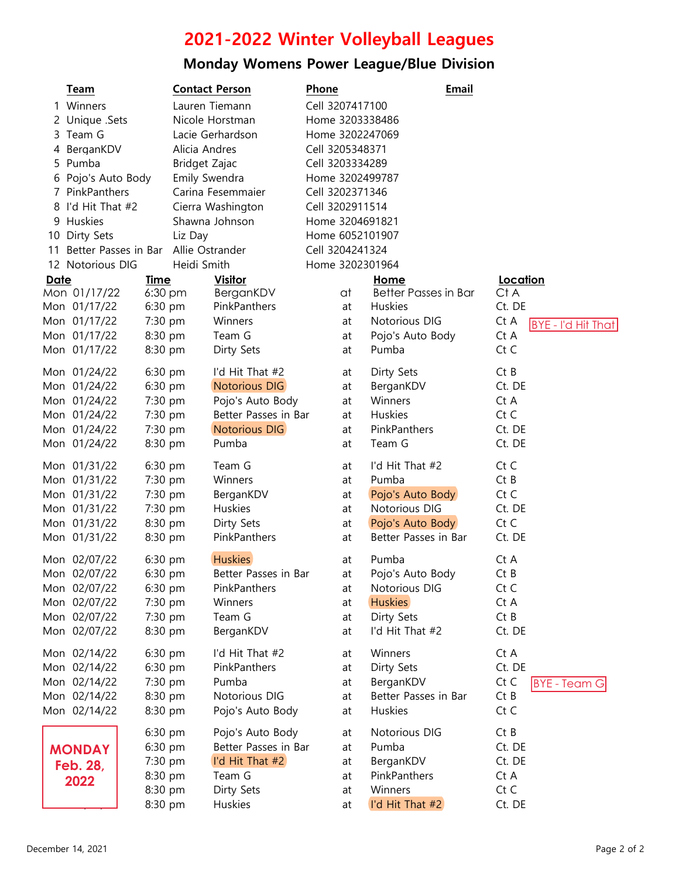# 2021-2022 Winter Volleyball Leagues

## Monday Womens Power League/Blue Division

| | Team | Contact Person | Phone | Email |
|---|---|---|---|---|
| 1 | Winners | Lauren Tiemann | Cell 3207417100 | |
| 2 | Unique .Sets | Nicole Horstman | Home 3203338486 | |
| 3 | Team G | Lacie Gerhardson | Home 3202247069 | |
| 4 | BerganKDV | Alicia Andres | Cell 3205348371 | |
| 5 | Pumba | Bridget Zajac | Cell 3203334289 | |
| 6 | Pojo's Auto Body | Emily Swendra | Home 3202499787 | |
| 7 | PinkPanthers | Carina Fesemmaier | Cell 3202371346 | |
| 8 | I'd Hit That #2 | Cierra Washington | Cell 3202911514 | |
| 9 | Huskies | Shawna Johnson | Home 3204691821 | |
| 10 | Dirty Sets | Liz Day | Home 6052101907 | |
| 11 | Better Passes in Bar | Allie Ostrander | Cell 3204241324 | |
| 12 | Notorious DIG | Heidi Smith | Home 3202301964 | |

| Date | Time | Visitor | | Home | Location | |
|---|---|---|---|---|---|---|
| Mon 01/17/22 | 6:30 pm | BerganKDV | at | Better Passes in Bar | Ct A | |
| Mon 01/17/22 | 6:30 pm | PinkPanthers | at | Huskies | Ct. DE | |
| Mon 01/17/22 | 7:30 pm | Winners | at | Notorious DIG | Ct A | BYE - I'd Hit That |
| Mon 01/17/22 | 8:30 pm | Team G | at | Pojo's Auto Body | Ct A | |
| Mon 01/17/22 | 8:30 pm | Dirty Sets | at | Pumba | Ct C | |
| Mon 01/24/22 | 6:30 pm | I'd Hit That #2 | at | Dirty Sets | Ct B | |
| Mon 01/24/22 | 6:30 pm | Notorious DIG | at | BerganKDV | Ct. DE | |
| Mon 01/24/22 | 7:30 pm | Pojo's Auto Body | at | Winners | Ct A | |
| Mon 01/24/22 | 7:30 pm | Better Passes in Bar | at | Huskies | Ct C | |
| Mon 01/24/22 | 7:30 pm | Notorious DIG | at | PinkPanthers | Ct. DE | |
| Mon 01/24/22 | 8:30 pm | Pumba | at | Team G | Ct. DE | |
| Mon 01/31/22 | 6:30 pm | Team G | at | I'd Hit That #2 | Ct C | |
| Mon 01/31/22 | 7:30 pm | Winners | at | Pumba | Ct B | |
| Mon 01/31/22 | 7:30 pm | BerganKDV | at | Pojo's Auto Body | Ct C | |
| Mon 01/31/22 | 7:30 pm | Huskies | at | Notorious DIG | Ct. DE | |
| Mon 01/31/22 | 8:30 pm | Dirty Sets | at | Pojo's Auto Body | Ct C | |
| Mon 01/31/22 | 8:30 pm | PinkPanthers | at | Better Passes in Bar | Ct. DE | |
| Mon 02/07/22 | 6:30 pm | Huskies | at | Pumba | Ct A | |
| Mon 02/07/22 | 6:30 pm | Better Passes in Bar | at | Pojo's Auto Body | Ct B | |
| Mon 02/07/22 | 6:30 pm | PinkPanthers | at | Notorious DIG | Ct C | |
| Mon 02/07/22 | 7:30 pm | Winners | at | Huskies | Ct A | |
| Mon 02/07/22 | 7:30 pm | Team G | at | Dirty Sets | Ct B | |
| Mon 02/07/22 | 8:30 pm | BerganKDV | at | I'd Hit That #2 | Ct. DE | |
| Mon 02/14/22 | 6:30 pm | I'd Hit That #2 | at | Winners | Ct A | |
| Mon 02/14/22 | 6:30 pm | PinkPanthers | at | Dirty Sets | Ct. DE | |
| Mon 02/14/22 | 7:30 pm | Pumba | at | BerganKDV | Ct C | BYE - Team G |
| Mon 02/14/22 | 8:30 pm | Notorious DIG | at | Better Passes in Bar | Ct B | |
| Mon 02/14/22 | 8:30 pm | Pojo's Auto Body | at | Huskies | Ct C | |
| MONDAY Feb. 28, 2022 | 6:30 pm | Pojo's Auto Body | at | Notorious DIG | Ct B | |
| | 6:30 pm | Better Passes in Bar | at | Pumba | Ct. DE | |
| | 7:30 pm | I'd Hit That #2 | at | BerganKDV | Ct. DE | |
| | 8:30 pm | Team G | at | PinkPanthers | Ct A | |
| | 8:30 pm | Dirty Sets | at | Winners | Ct C | |
| | 8:30 pm | Huskies | at | I'd Hit That #2 | Ct. DE | |

December 14, 2021